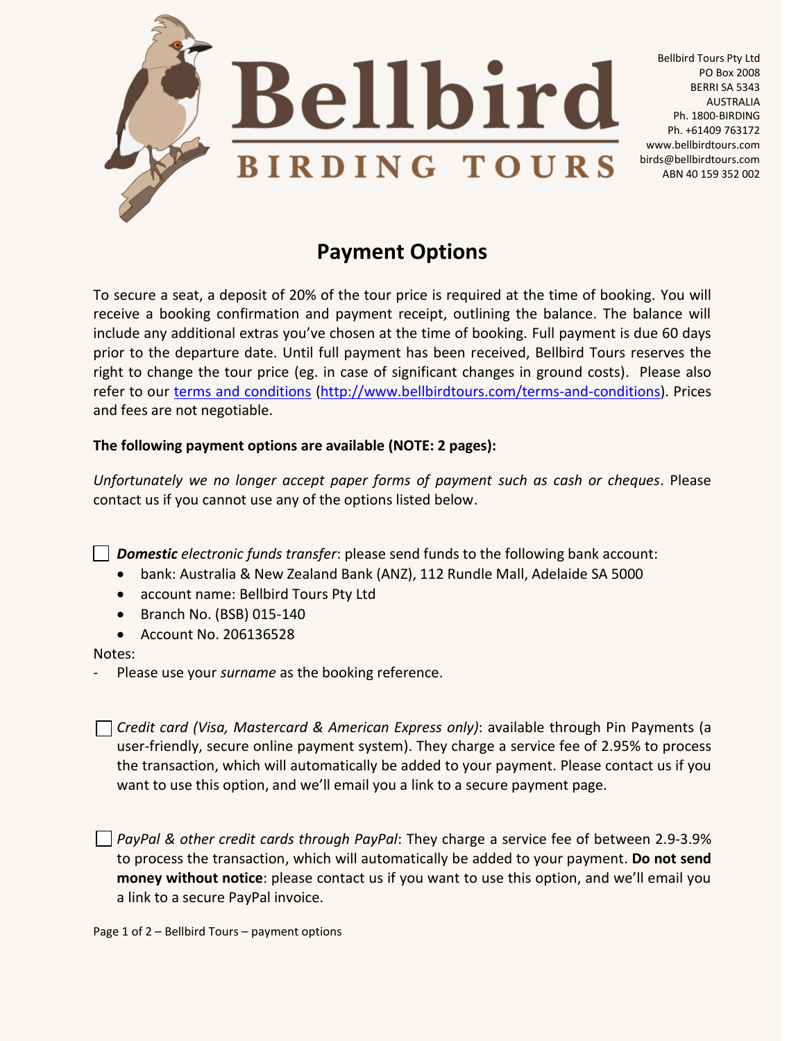Bellbird Tours Pty Ltd
PO Box 2008
BERRI SA 5343
AUSTRALIA
Ph. 1800-BIRDING
Ph. +61409 763172
www.bellbirdtours.com
birds@bellbirdtours.com
ABN 40 159 352 002

# Payment Options

To secure a seat, a deposit of 20% of the tour price is required at the time of booking. You will receive a booking confirmation and payment receipt, outlining the balance. The balance will include any additional extras you've chosen at the time of booking. Full payment is due 60 days prior to the departure date. Until full payment has been received, Bellbird Tours reserves the right to change the tour price (eg. in case of significant changes in ground costs). Please also refer to our [terms and conditions](http://www.bellbirdtours.com/terms-and-conditions) (http://www.bellbirdtours.com/terms-and-conditions). Prices and fees are not negotiable.

**The following payment options are available (NOTE: 2 pages):**

*Unfortunately we no longer accept paper forms of payment such as cash or cheques*. Please contact us if you cannot use any of the options listed below.

☐ ***Domestic** electronic funds transfer*: please send funds to the following bank account:

- bank: Australia & New Zealand Bank (ANZ), 112 Rundle Mall, Adelaide SA 5000
- account name: Bellbird Tours Pty Ltd
- Branch No. (BSB) 015-140
- Account No. 206136528

Notes:

- Please use your *surname* as the booking reference.

☐ *Credit card (Visa, Mastercard & American Express only)*: available through Pin Payments (a user-friendly, secure online payment system). They charge a service fee of 2.95% to process the transaction, which will automatically be added to your payment. Please contact us if you want to use this option, and we'll email you a link to a secure payment page.

☐ *PayPal & other credit cards through PayPal*: They charge a service fee of between 2.9-3.9% to process the transaction, which will automatically be added to your payment. **Do not send money without notice**: please contact us if you want to use this option, and we'll email you a link to a secure PayPal invoice.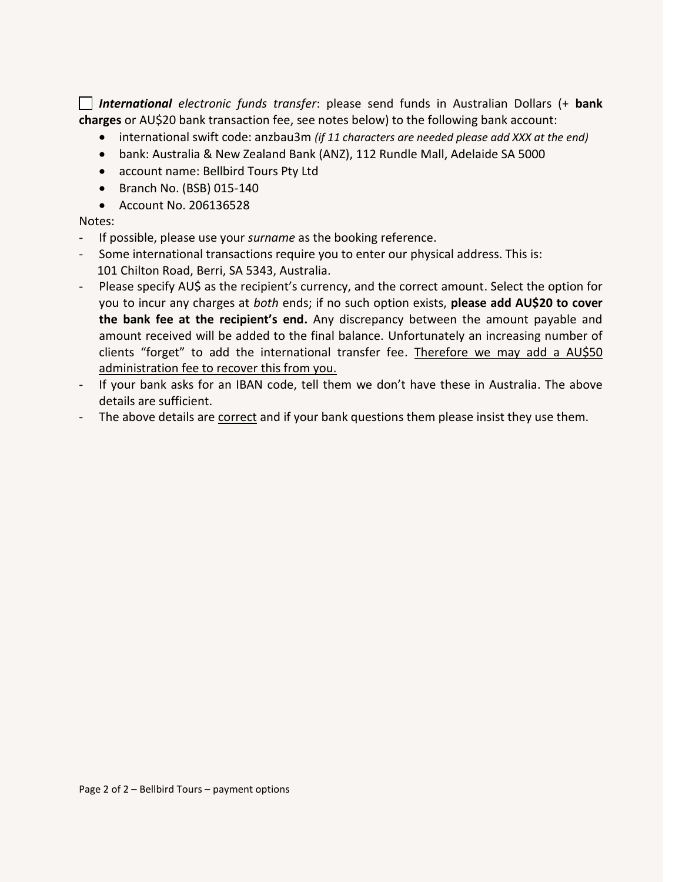☐ ***International** electronic funds transfer*: please send funds in Australian Dollars (+ **bank charges** or AU$20 bank transaction fee, see notes below) to the following bank account:

- international swift code: anzbau3m *(if 11 characters are needed please add XXX at the end)*
- bank: Australia & New Zealand Bank (ANZ), 112 Rundle Mall, Adelaide SA 5000
- account name: Bellbird Tours Pty Ltd
- Branch No. (BSB) 015-140
- Account No. 206136528

Notes:

- If possible, please use your *surname* as the booking reference.
- Some international transactions require you to enter our physical address. This is: 101 Chilton Road, Berri, SA 5343, Australia.
- Please specify AU$ as the recipient's currency, and the correct amount. Select the option for you to incur any charges at *both* ends; if no such option exists, **please add AU$20 to cover the bank fee at the recipient's end.** Any discrepancy between the amount payable and amount received will be added to the final balance. Unfortunately an increasing number of clients "forget" to add the international transfer fee. <u>Therefore we may add a AU$50 administration fee to recover this from you.</u>
- If your bank asks for an IBAN code, tell them we don't have these in Australia. The above details are sufficient.
- The above details are <u>correct</u> and if your bank questions them please insist they use them.